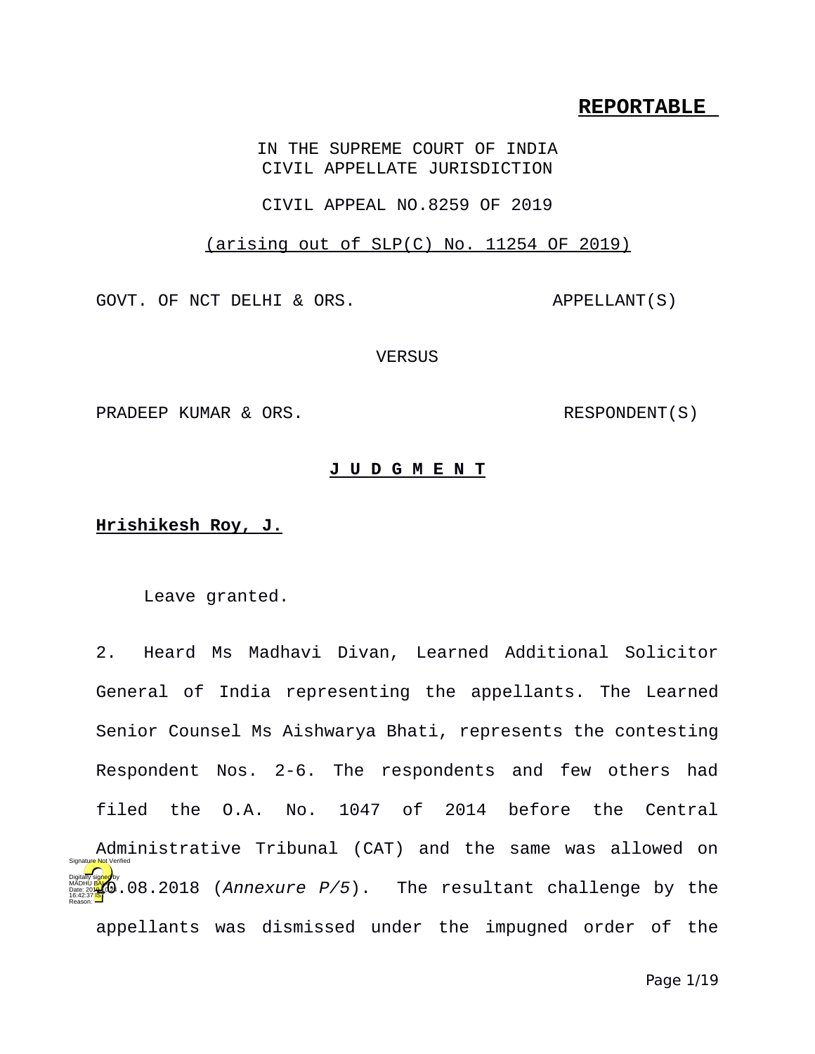**REPORTABLE**

IN THE SUPREME COURT OF INDIA
CIVIL APPELLATE JURISDICTION

CIVIL APPEAL NO.8259 OF 2019

(arising out of SLP(C) No. 11254 OF 2019)

GOVT. OF NCT DELHI & ORS. APPELLANT(S)

VERSUS

PRADEEP KUMAR & ORS. RESPONDENT(S)

**J U D G M E N T**

**Hrishikesh Roy, J.**

Leave granted.

2. Heard Ms Madhavi Divan, Learned Additional Solicitor General of India representing the appellants. The Learned Senior Counsel Ms Aishwarya Bhati, represents the contesting Respondent Nos. 2-6. The respondents and few others had filed the O.A. No. 1047 of 2014 before the Central Administrative Tribunal (CAT) and the same was allowed on 10.08.2018 (*Annexure P/5*). The resultant challenge by the appellants was dismissed under the impugned order of the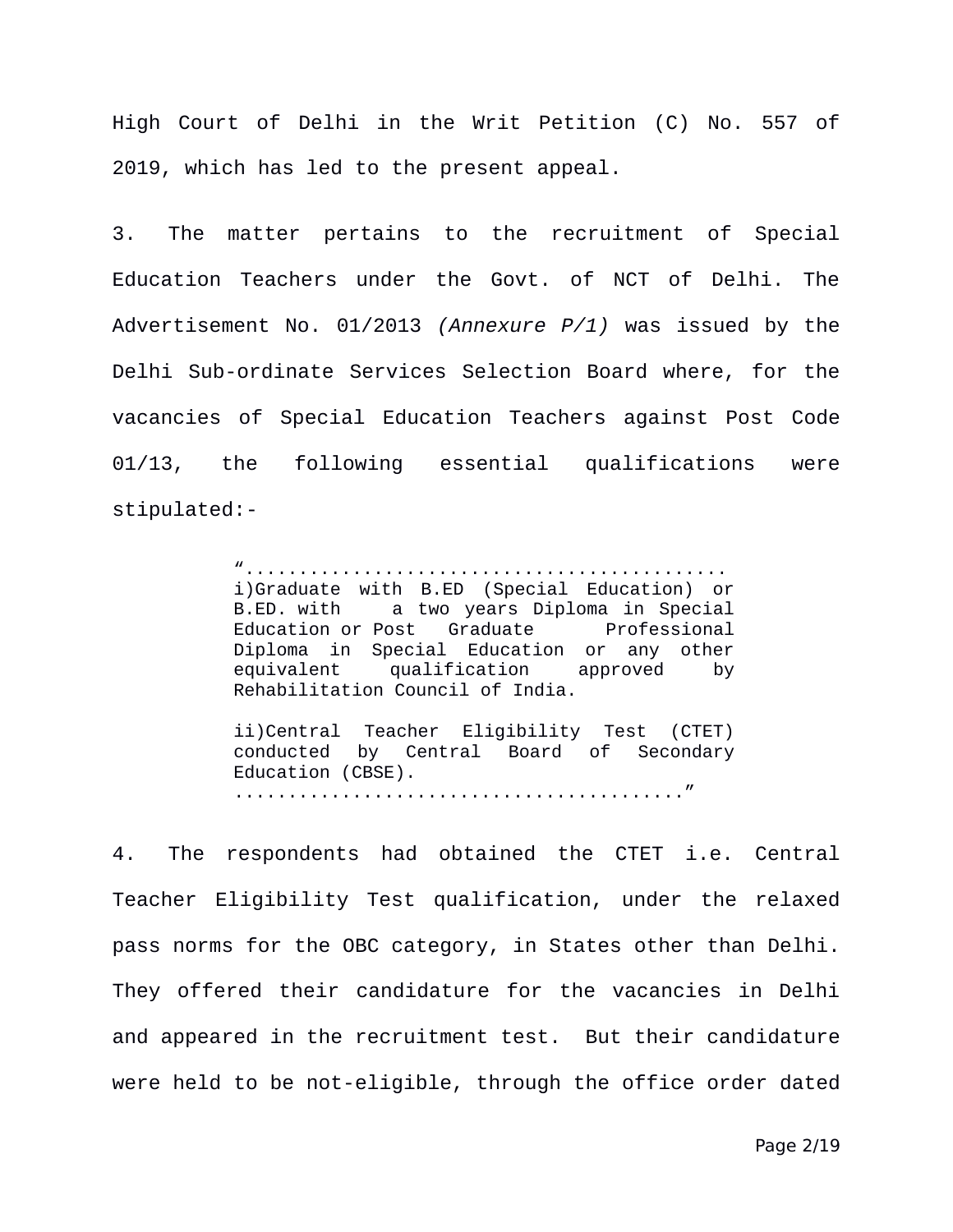High Court of Delhi in the Writ Petition (C) No. 557 of 2019, which has led to the present appeal.

3. The matter pertains to the recruitment of Special Education Teachers under the Govt. of NCT of Delhi. The Advertisement No. 01/2013 *(Annexure P/1)* was issued by the Delhi Sub-ordinate Services Selection Board where, for the vacancies of Special Education Teachers against Post Code 01/13, the following essential qualifications were stipulated:-

> “..........................................
> i)Graduate with B.ED (Special Education) or B.ED. with a two years Diploma in Special Education or Post Graduate Professional Diploma in Special Education or any other equivalent qualification approved by Rehabilitation Council of India.
>
> ii)Central Teacher Eligibility Test (CTET) conducted by Central Board of Secondary Education (CBSE).
> ........................................”

4. The respondents had obtained the CTET i.e. Central Teacher Eligibility Test qualification, under the relaxed pass norms for the OBC category, in States other than Delhi. They offered their candidature for the vacancies in Delhi and appeared in the recruitment test. But their candidature were held to be not-eligible, through the office order dated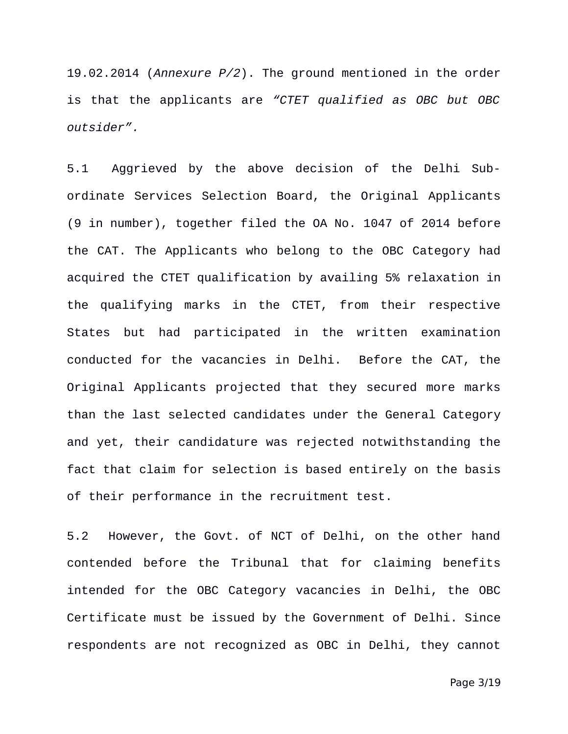19.02.2014 (*Annexure P/2*). The ground mentioned in the order is that the applicants are *"CTET qualified as OBC but OBC outsider".*

5.1 Aggrieved by the above decision of the Delhi Sub-ordinate Services Selection Board, the Original Applicants (9 in number), together filed the OA No. 1047 of 2014 before the CAT. The Applicants who belong to the OBC Category had acquired the CTET qualification by availing 5% relaxation in the qualifying marks in the CTET, from their respective States but had participated in the written examination conducted for the vacancies in Delhi. Before the CAT, the Original Applicants projected that they secured more marks than the last selected candidates under the General Category and yet, their candidature was rejected notwithstanding the fact that claim for selection is based entirely on the basis of their performance in the recruitment test.

5.2 However, the Govt. of NCT of Delhi, on the other hand contended before the Tribunal that for claiming benefits intended for the OBC Category vacancies in Delhi, the OBC Certificate must be issued by the Government of Delhi. Since respondents are not recognized as OBC in Delhi, they cannot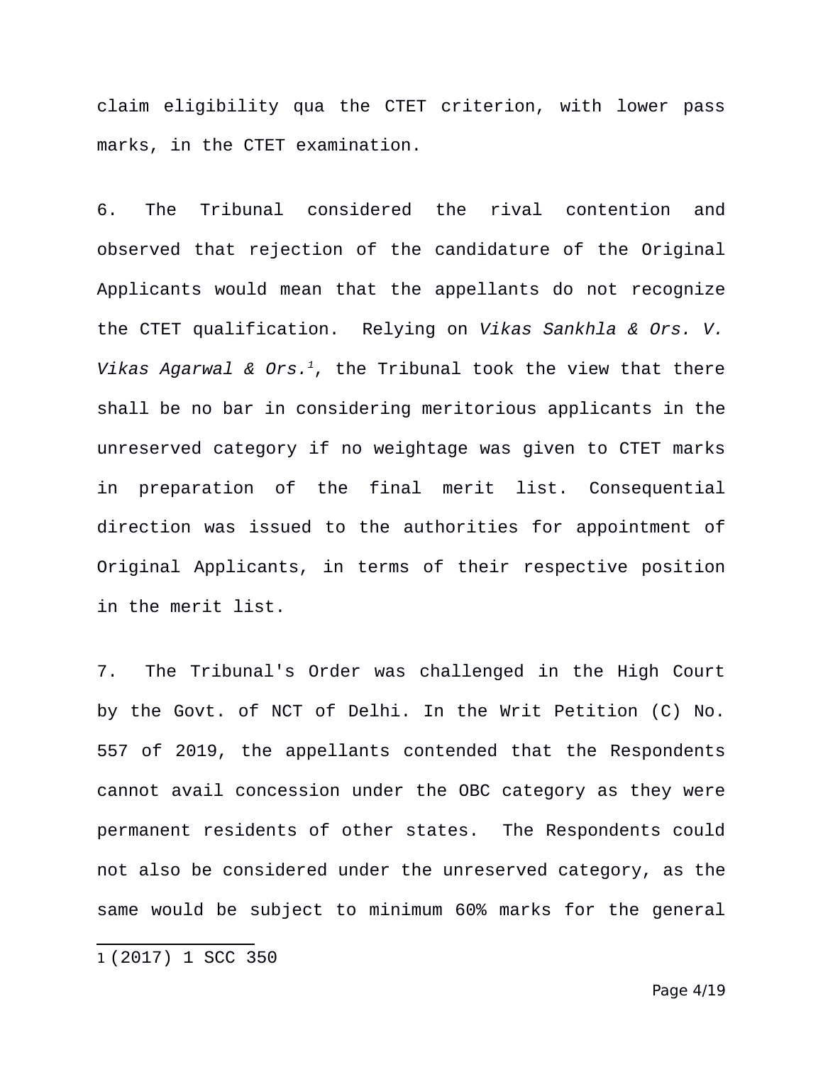claim eligibility qua the CTET criterion, with lower pass marks, in the CTET examination.

6. The Tribunal considered the rival contention and observed that rejection of the candidature of the Original Applicants would mean that the appellants do not recognize the CTET qualification. Relying on *Vikas Sankhla & Ors. V. Vikas Agarwal & Ors.*[1], the Tribunal took the view that there shall be no bar in considering meritorious applicants in the unreserved category if no weightage was given to CTET marks in preparation of the final merit list. Consequential direction was issued to the authorities for appointment of Original Applicants, in terms of their respective position in the merit list.

7. The Tribunal's Order was challenged in the High Court by the Govt. of NCT of Delhi. In the Writ Petition (C) No. 557 of 2019, the appellants contended that the Respondents cannot avail concession under the OBC category as they were permanent residents of other states. The Respondents could not also be considered under the unreserved category, as the same would be subject to minimum 60% marks for the general

---

1 (2017) 1 SCC 350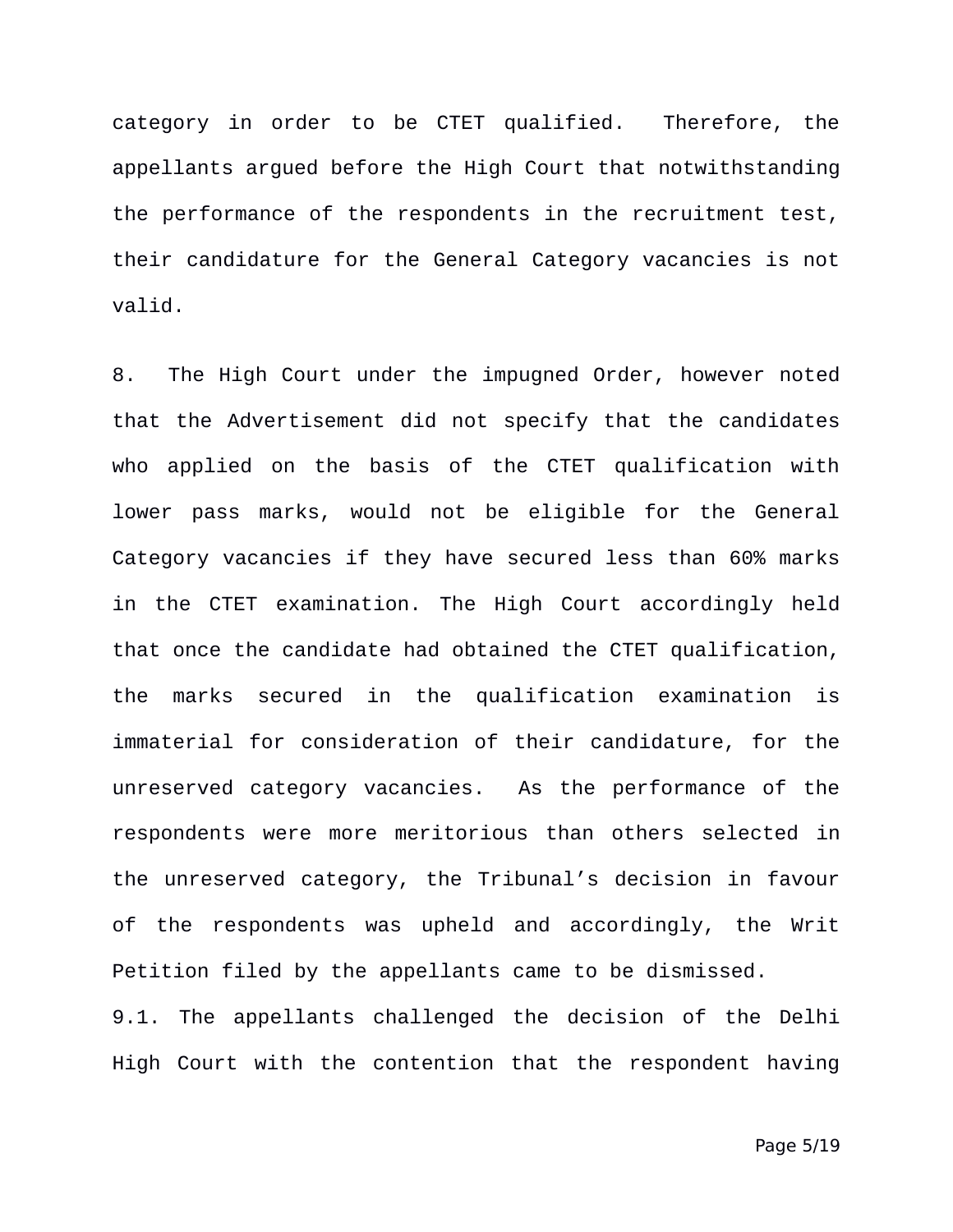category in order to be CTET qualified. Therefore, the appellants argued before the High Court that notwithstanding the performance of the respondents in the recruitment test, their candidature for the General Category vacancies is not valid.

8. The High Court under the impugned Order, however noted that the Advertisement did not specify that the candidates who applied on the basis of the CTET qualification with lower pass marks, would not be eligible for the General Category vacancies if they have secured less than 60% marks in the CTET examination. The High Court accordingly held that once the candidate had obtained the CTET qualification, the marks secured in the qualification examination is immaterial for consideration of their candidature, for the unreserved category vacancies. As the performance of the respondents were more meritorious than others selected in the unreserved category, the Tribunal's decision in favour of the respondents was upheld and accordingly, the Writ Petition filed by the appellants came to be dismissed.

9.1. The appellants challenged the decision of the Delhi High Court with the contention that the respondent having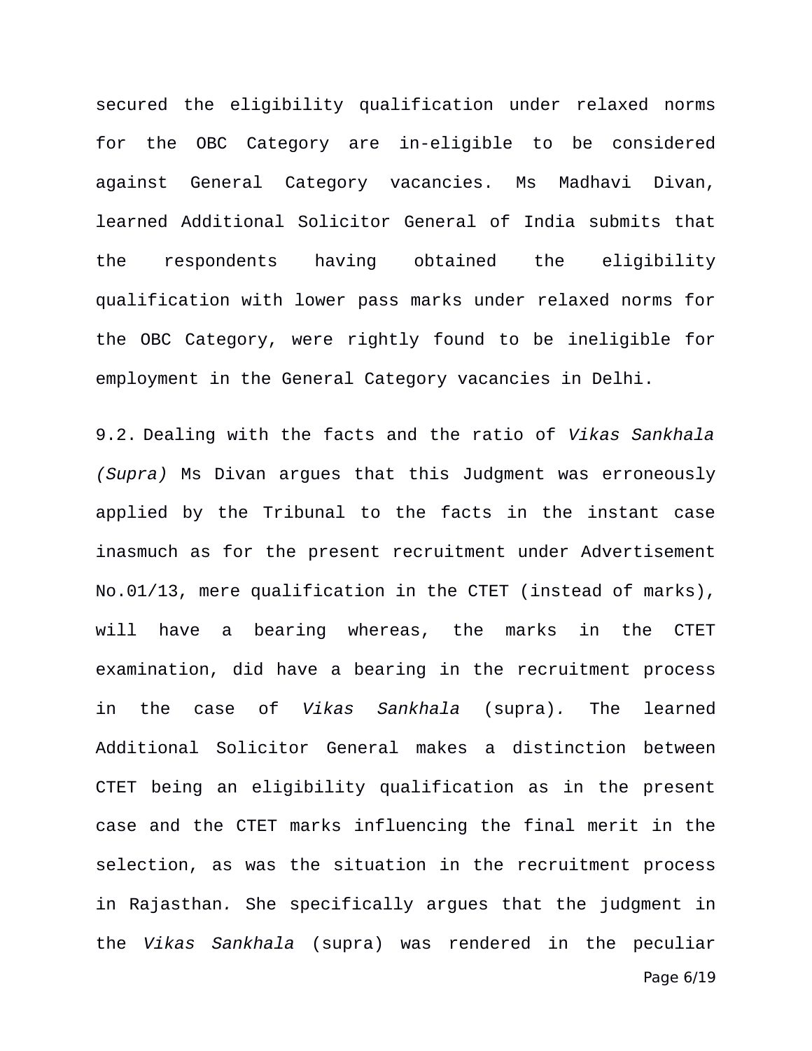secured the eligibility qualification under relaxed norms for the OBC Category are in-eligible to be considered against General Category vacancies. Ms Madhavi Divan, learned Additional Solicitor General of India submits that the respondents having obtained the eligibility qualification with lower pass marks under relaxed norms for the OBC Category, were rightly found to be ineligible for employment in the General Category vacancies in Delhi.

9.2. Dealing with the facts and the ratio of *Vikas Sankhala (Supra)* Ms Divan argues that this Judgment was erroneously applied by the Tribunal to the facts in the instant case inasmuch as for the present recruitment under Advertisement No.01/13, mere qualification in the CTET (instead of marks), will have a bearing whereas, the marks in the CTET examination, did have a bearing in the recruitment process in the case of *Vikas Sankhala* (supra). The learned Additional Solicitor General makes a distinction between CTET being an eligibility qualification as in the present case and the CTET marks influencing the final merit in the selection, as was the situation in the recruitment process in Rajasthan. She specifically argues that the judgment in the *Vikas Sankhala* (supra) was rendered in the peculiar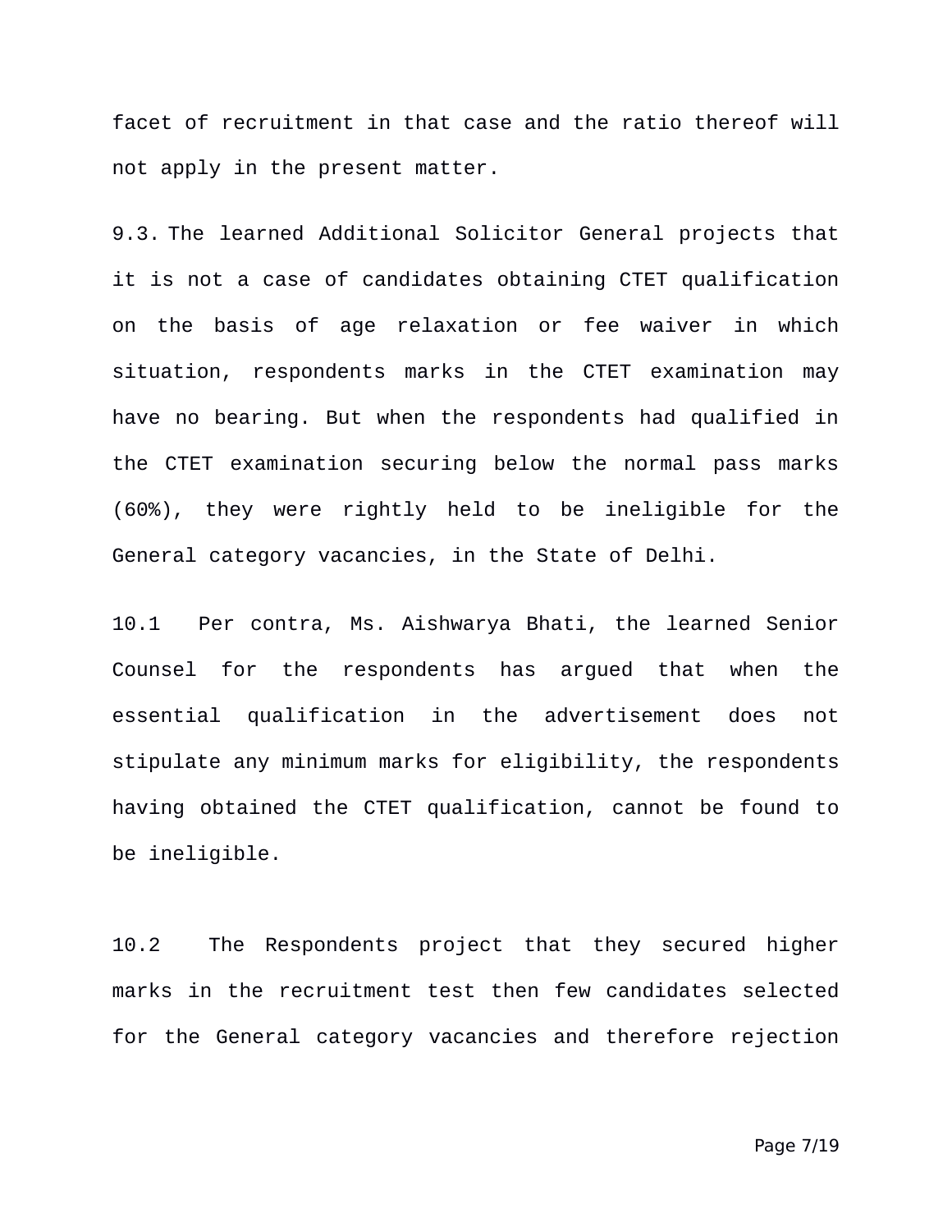facet of recruitment in that case and the ratio thereof will not apply in the present matter.

9.3. The learned Additional Solicitor General projects that it is not a case of candidates obtaining CTET qualification on the basis of age relaxation or fee waiver in which situation, respondents marks in the CTET examination may have no bearing. But when the respondents had qualified in the CTET examination securing below the normal pass marks (60%), they were rightly held to be ineligible for the General category vacancies, in the State of Delhi.

10.1 Per contra, Ms. Aishwarya Bhati, the learned Senior Counsel for the respondents has argued that when the essential qualification in the advertisement does not stipulate any minimum marks for eligibility, the respondents having obtained the CTET qualification, cannot be found to be ineligible.

10.2 The Respondents project that they secured higher marks in the recruitment test then few candidates selected for the General category vacancies and therefore rejection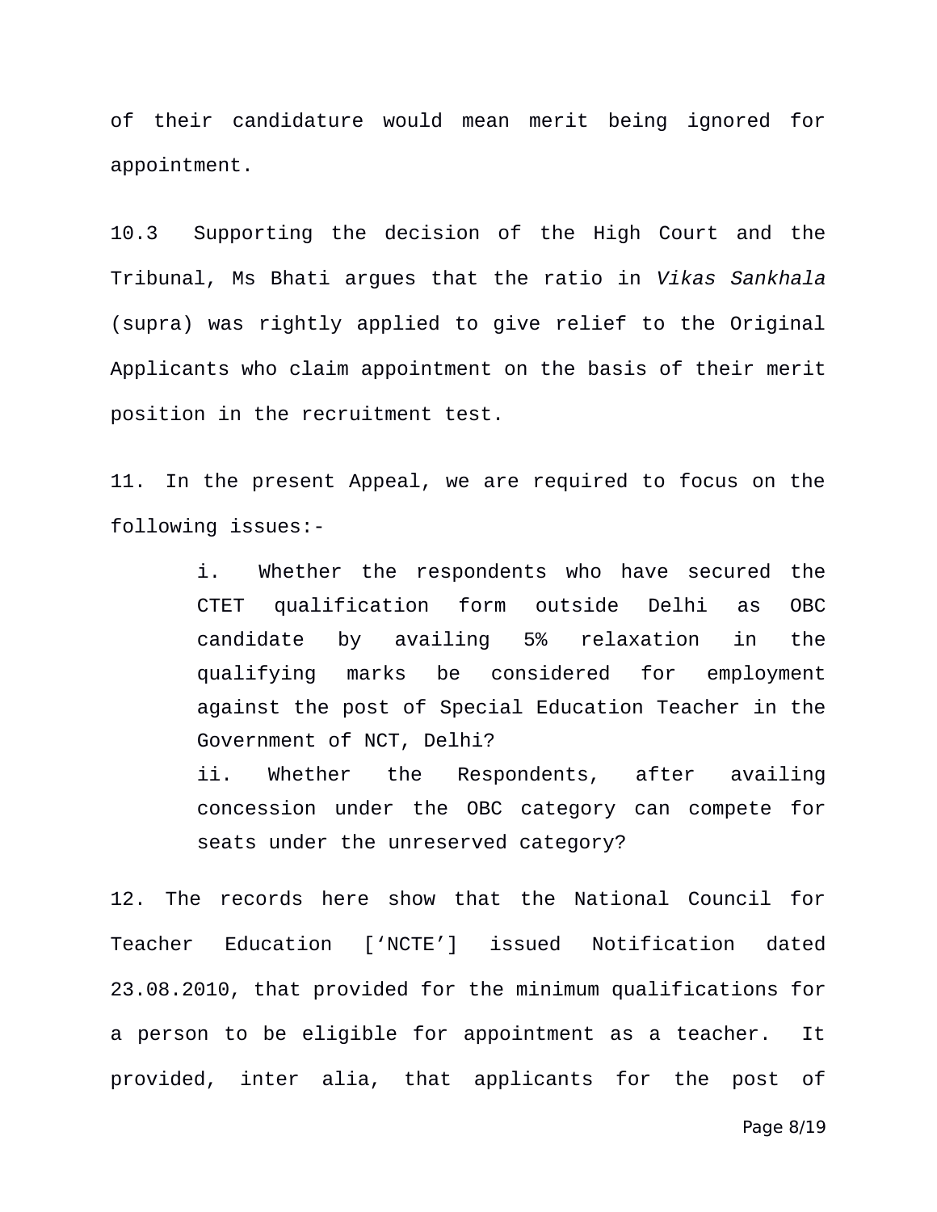of their candidature would mean merit being ignored for appointment.

10.3 Supporting the decision of the High Court and the Tribunal, Ms Bhati argues that the ratio in *Vikas Sankhala* (supra) was rightly applied to give relief to the Original Applicants who claim appointment on the basis of their merit position in the recruitment test.

11. In the present Appeal, we are required to focus on the following issues:-

> i. Whether the respondents who have secured the CTET qualification form outside Delhi as OBC candidate by availing 5% relaxation in the qualifying marks be considered for employment against the post of Special Education Teacher in the Government of NCT, Delhi?
>
> ii. Whether the Respondents, after availing concession under the OBC category can compete for seats under the unreserved category?

12. The records here show that the National Council for Teacher Education [‘NCTE’] issued Notification dated 23.08.2010, that provided for the minimum qualifications for a person to be eligible for appointment as a teacher. It provided, inter alia, that applicants for the post of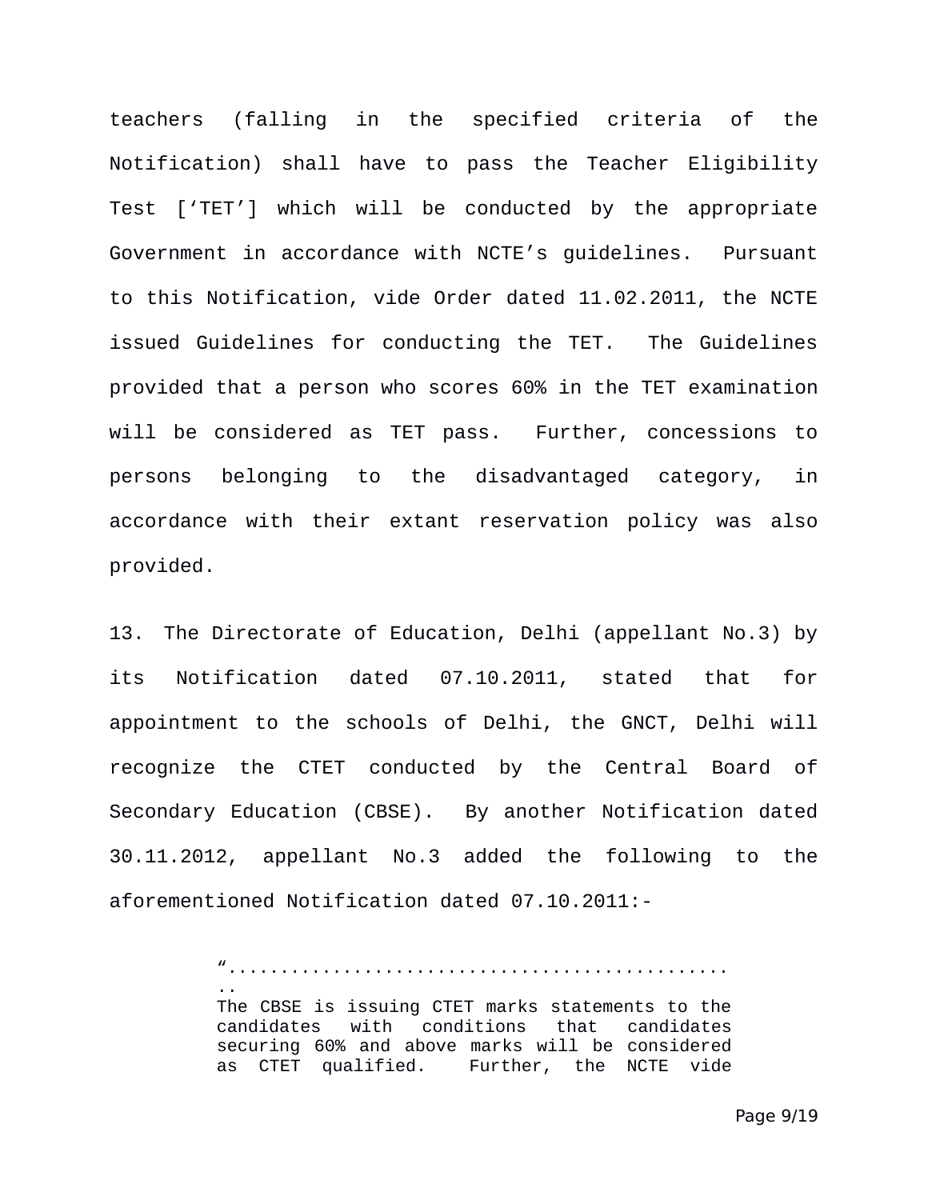teachers (falling in the specified criteria of the Notification) shall have to pass the Teacher Eligibility Test ['TET'] which will be conducted by the appropriate Government in accordance with NCTE's guidelines. Pursuant to this Notification, vide Order dated 11.02.2011, the NCTE issued Guidelines for conducting the TET. The Guidelines provided that a person who scores 60% in the TET examination will be considered as TET pass. Further, concessions to persons belonging to the disadvantaged category, in accordance with their extant reservation policy was also provided.

13. The Directorate of Education, Delhi (appellant No.3) by its Notification dated 07.10.2011, stated that for appointment to the schools of Delhi, the GNCT, Delhi will recognize the CTET conducted by the Central Board of Secondary Education (CBSE). By another Notification dated 30.11.2012, appellant No.3 added the following to the aforementioned Notification dated 07.10.2011:-

> "...............................................
> The CBSE is issuing CTET marks statements to the candidates with conditions that candidates securing 60% and above marks will be considered as CTET qualified. Further, the NCTE vide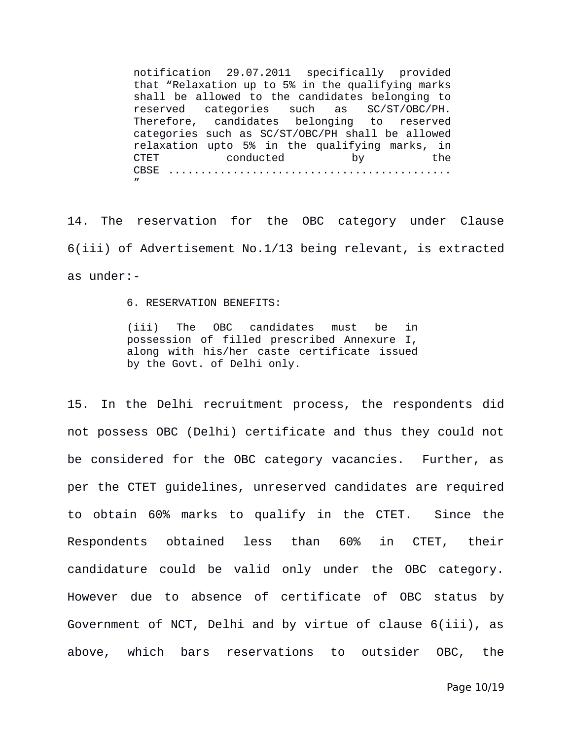> notification 29.07.2011 specifically provided that "Relaxation up to 5% in the qualifying marks shall be allowed to the candidates belonging to reserved categories such as SC/ST/OBC/PH. Therefore, candidates belonging to reserved categories such as SC/ST/OBC/PH shall be allowed relaxation upto 5% in the qualifying marks, in CTET conducted by the CBSE ..........................................."

14. The reservation for the OBC category under Clause 6(iii) of Advertisement No.1/13 being relevant, is extracted as under:-

> 6. RESERVATION BENEFITS:
>
> (iii) The OBC candidates must be in possession of filled prescribed Annexure I, along with his/her caste certificate issued by the Govt. of Delhi only.

15. In the Delhi recruitment process, the respondents did not possess OBC (Delhi) certificate and thus they could not be considered for the OBC category vacancies. Further, as per the CTET guidelines, unreserved candidates are required to obtain 60% marks to qualify in the CTET. Since the Respondents obtained less than 60% in CTET, their candidature could be valid only under the OBC category. However due to absence of certificate of OBC status by Government of NCT, Delhi and by virtue of clause 6(iii), as above, which bars reservations to outsider OBC, the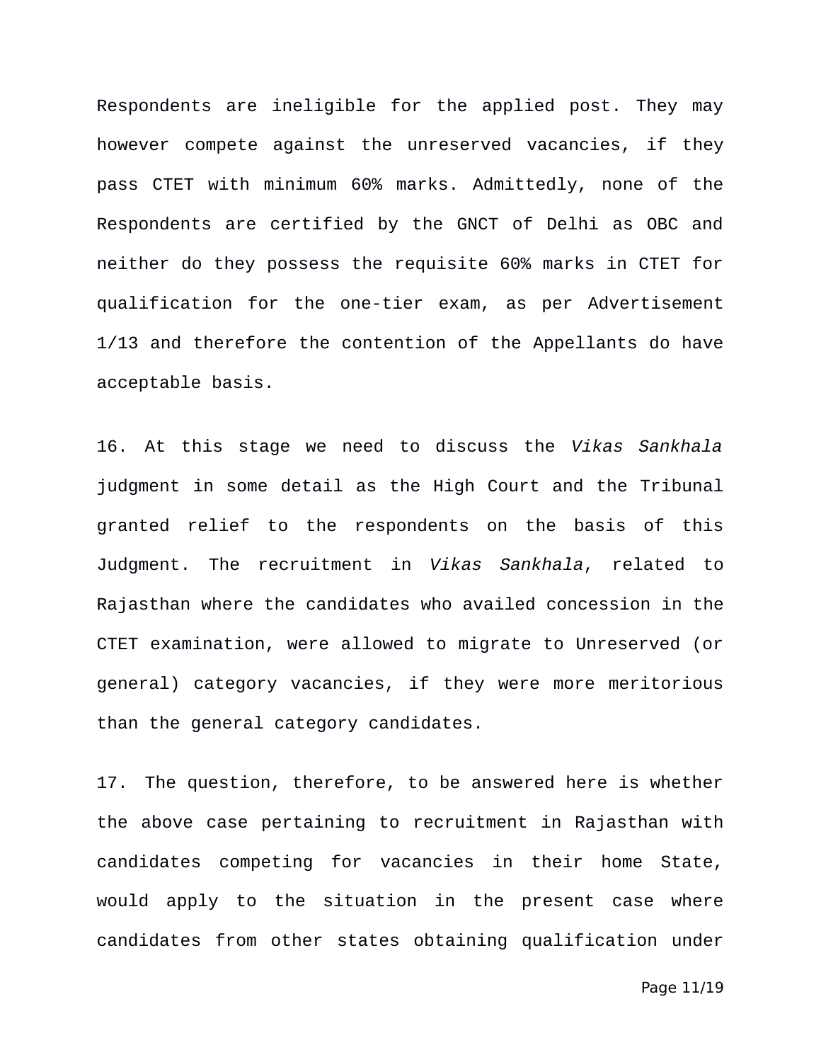Respondents are ineligible for the applied post. They may however compete against the unreserved vacancies, if they pass CTET with minimum 60% marks. Admittedly, none of the Respondents are certified by the GNCT of Delhi as OBC and neither do they possess the requisite 60% marks in CTET for qualification for the one-tier exam, as per Advertisement 1/13 and therefore the contention of the Appellants do have acceptable basis.

16. At this stage we need to discuss the *Vikas Sankhala* judgment in some detail as the High Court and the Tribunal granted relief to the respondents on the basis of this Judgment. The recruitment in *Vikas Sankhala*, related to Rajasthan where the candidates who availed concession in the CTET examination, were allowed to migrate to Unreserved (or general) category vacancies, if they were more meritorious than the general category candidates.

17. The question, therefore, to be answered here is whether the above case pertaining to recruitment in Rajasthan with candidates competing for vacancies in their home State, would apply to the situation in the present case where candidates from other states obtaining qualification under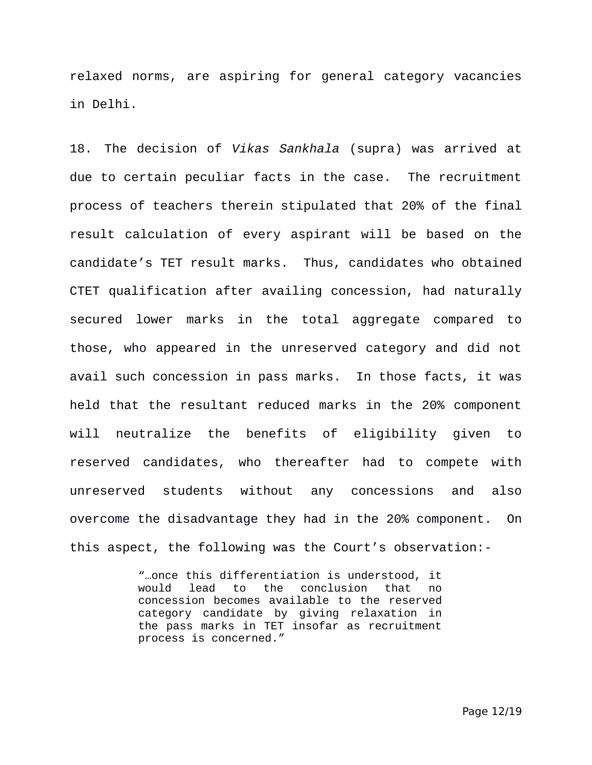relaxed norms, are aspiring for general category vacancies in Delhi.

18. The decision of *Vikas Sankhala* (supra) was arrived at due to certain peculiar facts in the case. The recruitment process of teachers therein stipulated that 20% of the final result calculation of every aspirant will be based on the candidate's TET result marks. Thus, candidates who obtained CTET qualification after availing concession, had naturally secured lower marks in the total aggregate compared to those, who appeared in the unreserved category and did not avail such concession in pass marks. In those facts, it was held that the resultant reduced marks in the 20% component will neutralize the benefits of eligibility given to reserved candidates, who thereafter had to compete with unreserved students without any concessions and also overcome the disadvantage they had in the 20% component. On this aspect, the following was the Court's observation:-

> "…once this differentiation is understood, it would lead to the conclusion that no concession becomes available to the reserved category candidate by giving relaxation in the pass marks in TET insofar as recruitment process is concerned."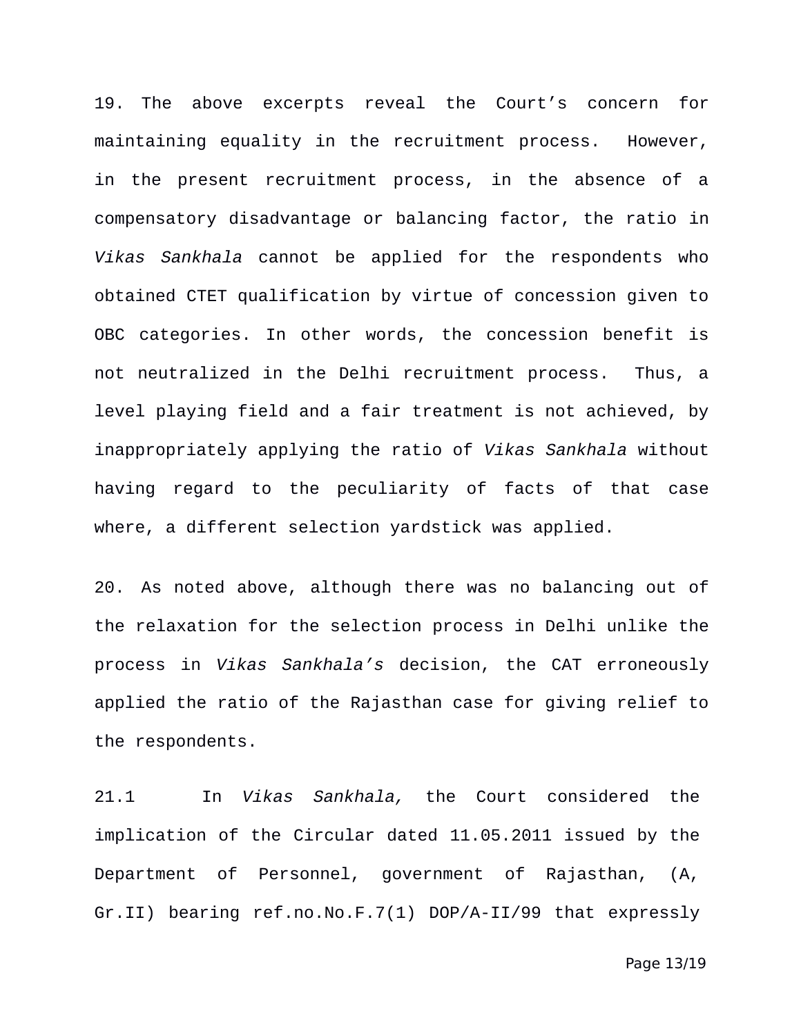19. The above excerpts reveal the Court's concern for maintaining equality in the recruitment process. However, in the present recruitment process, in the absence of a compensatory disadvantage or balancing factor, the ratio in *Vikas Sankhala* cannot be applied for the respondents who obtained CTET qualification by virtue of concession given to OBC categories. In other words, the concession benefit is not neutralized in the Delhi recruitment process. Thus, a level playing field and a fair treatment is not achieved, by inappropriately applying the ratio of *Vikas Sankhala* without having regard to the peculiarity of facts of that case where, a different selection yardstick was applied.

20. As noted above, although there was no balancing out of the relaxation for the selection process in Delhi unlike the process in *Vikas Sankhala's* decision, the CAT erroneously applied the ratio of the Rajasthan case for giving relief to the respondents.

21.1 In *Vikas Sankhala,* the Court considered the implication of the Circular dated 11.05.2011 issued by the Department of Personnel, government of Rajasthan, (A, Gr.II) bearing ref.no.No.F.7(1) DOP/A-II/99 that expressly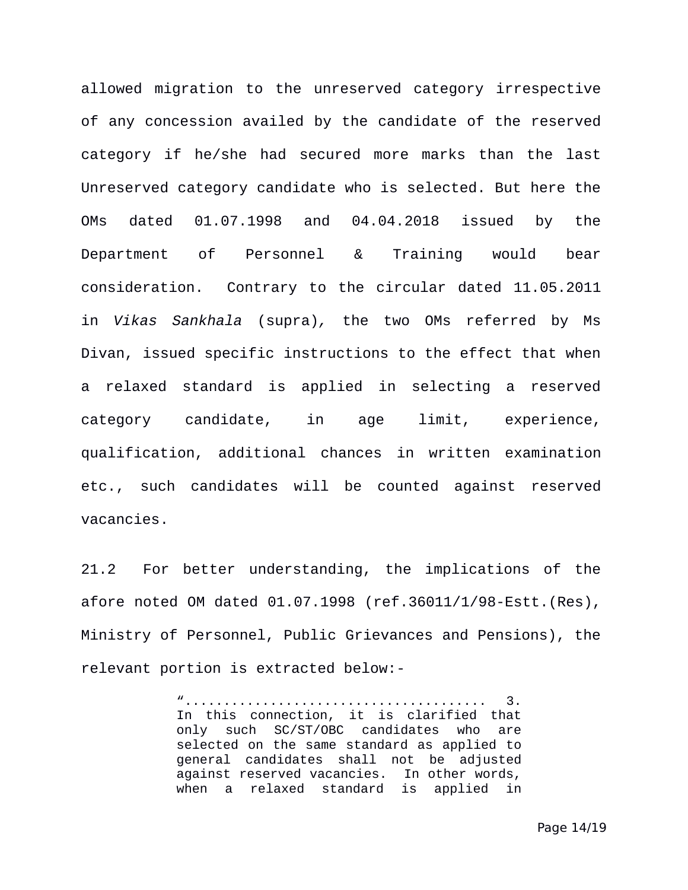allowed migration to the unreserved category irrespective of any concession availed by the candidate of the reserved category if he/she had secured more marks than the last Unreserved category candidate who is selected. But here the OMs dated 01.07.1998 and 04.04.2018 issued by the Department of Personnel & Training would bear consideration. Contrary to the circular dated 11.05.2011 in *Vikas Sankhala* (supra), the two OMs referred by Ms Divan, issued specific instructions to the effect that when a relaxed standard is applied in selecting a reserved category candidate, in age limit, experience, qualification, additional chances in written examination etc., such candidates will be counted against reserved vacancies.

21.2 For better understanding, the implications of the afore noted OM dated 01.07.1998 (ref.36011/1/98-Estt.(Res), Ministry of Personnel, Public Grievances and Pensions), the relevant portion is extracted below:-

> “...................................... 3. In this connection, it is clarified that only such SC/ST/OBC candidates who are selected on the same standard as applied to general candidates shall not be adjusted against reserved vacancies. In other words, when a relaxed standard is applied in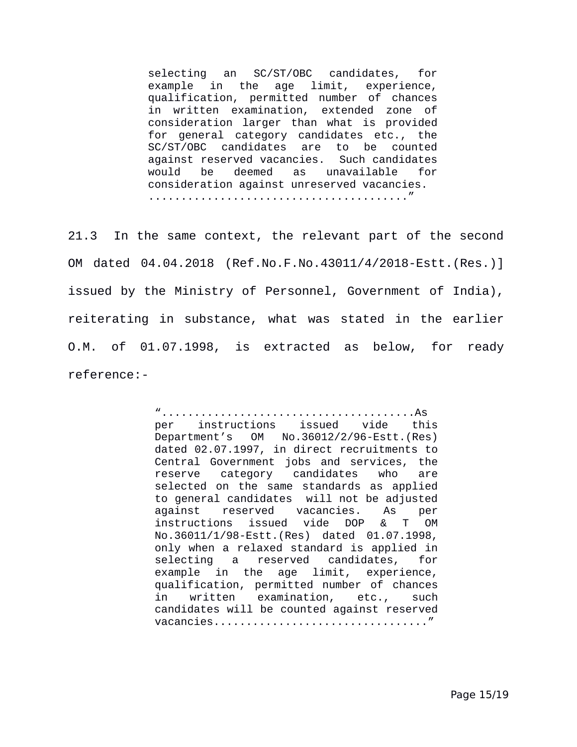> selecting an SC/ST/OBC candidates, for example in the age limit, experience, qualification, permitted number of chances in written examination, extended zone of consideration larger than what is provided for general category candidates etc., the SC/ST/OBC candidates are to be counted against reserved vacancies. Such candidates would be deemed as unavailable for consideration against unreserved vacancies. ......................................”

21.3 In the same context, the relevant part of the second OM dated 04.04.2018 (Ref.No.F.No.43011/4/2018-Estt.(Res.)] issued by the Ministry of Personnel, Government of India), reiterating in substance, what was stated in the earlier O.M. of 01.07.1998, is extracted as below, for ready reference:-

> “......................................As per instructions issued vide this Department’s OM No.36012/2/96-Estt.(Res) dated 02.07.1997, in direct recruitments to Central Government jobs and services, the reserve category candidates who are selected on the same standards as applied to general candidates will not be adjusted against reserved vacancies. As per instructions issued vide DOP & T OM No.36011/1/98-Estt.(Res) dated 01.07.1998, only when a relaxed standard is applied in selecting a reserved candidates, for example in the age limit, experience, qualification, permitted number of chances in written examination, etc., such candidates will be counted against reserved vacancies................................”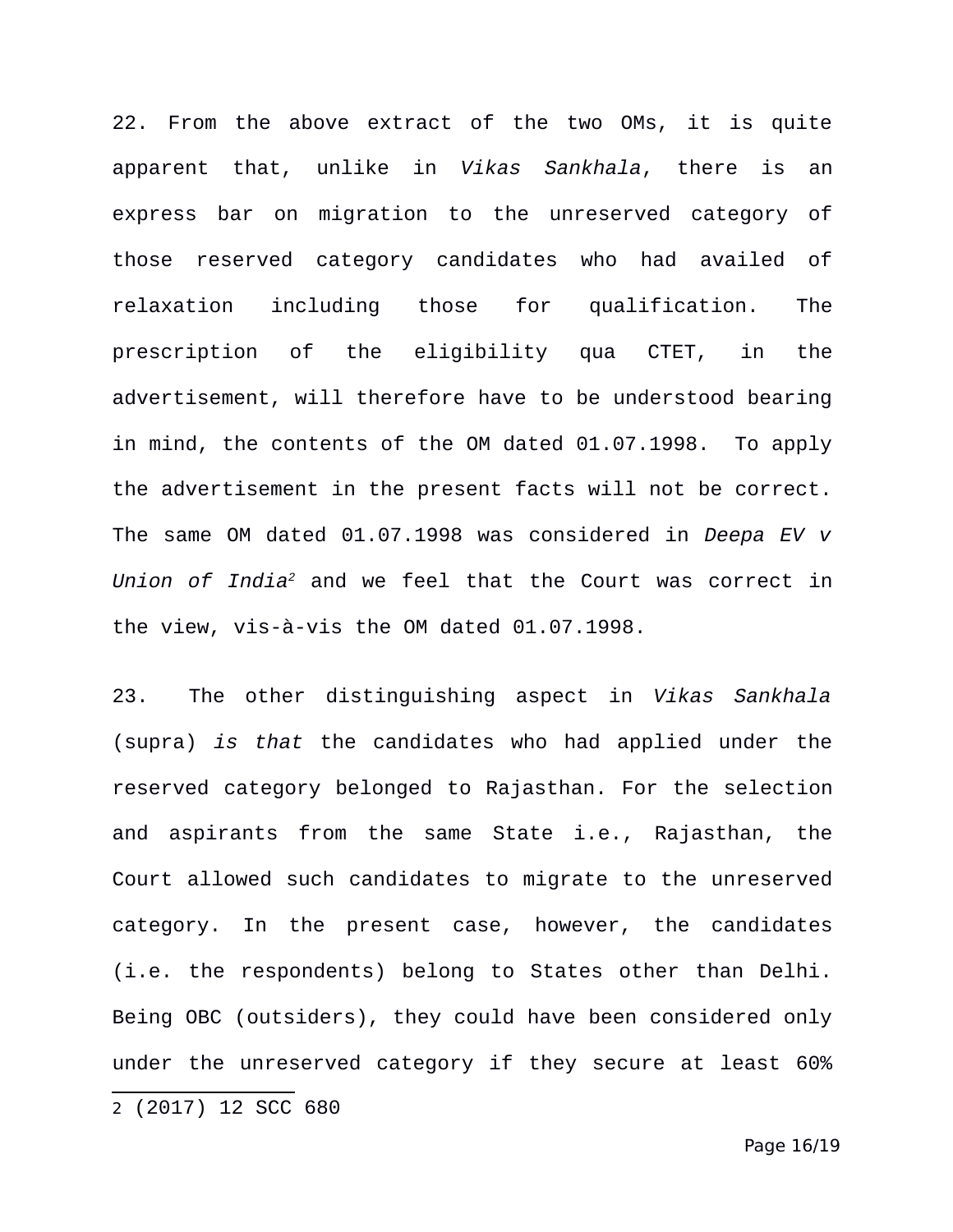22. From the above extract of the two OMs, it is quite apparent that, unlike in *Vikas Sankhala*, there is an express bar on migration to the unreserved category of those reserved category candidates who had availed of relaxation including those for qualification. The prescription of the eligibility qua CTET, in the advertisement, will therefore have to be understood bearing in mind, the contents of the OM dated 01.07.1998. To apply the advertisement in the present facts will not be correct. The same OM dated 01.07.1998 was considered in *Deepa EV v Union of India*[2] and we feel that the Court was correct in the view, vis-à-vis the OM dated 01.07.1998.

23. The other distinguishing aspect in *Vikas Sankhala* (supra) *is that* the candidates who had applied under the reserved category belonged to Rajasthan. For the selection and aspirants from the same State i.e., Rajasthan, the Court allowed such candidates to migrate to the unreserved category. In the present case, however, the candidates (i.e. the respondents) belong to States other than Delhi. Being OBC (outsiders), they could have been considered only under the unreserved category if they secure at least 60%

---

2 (2017) 12 SCC 680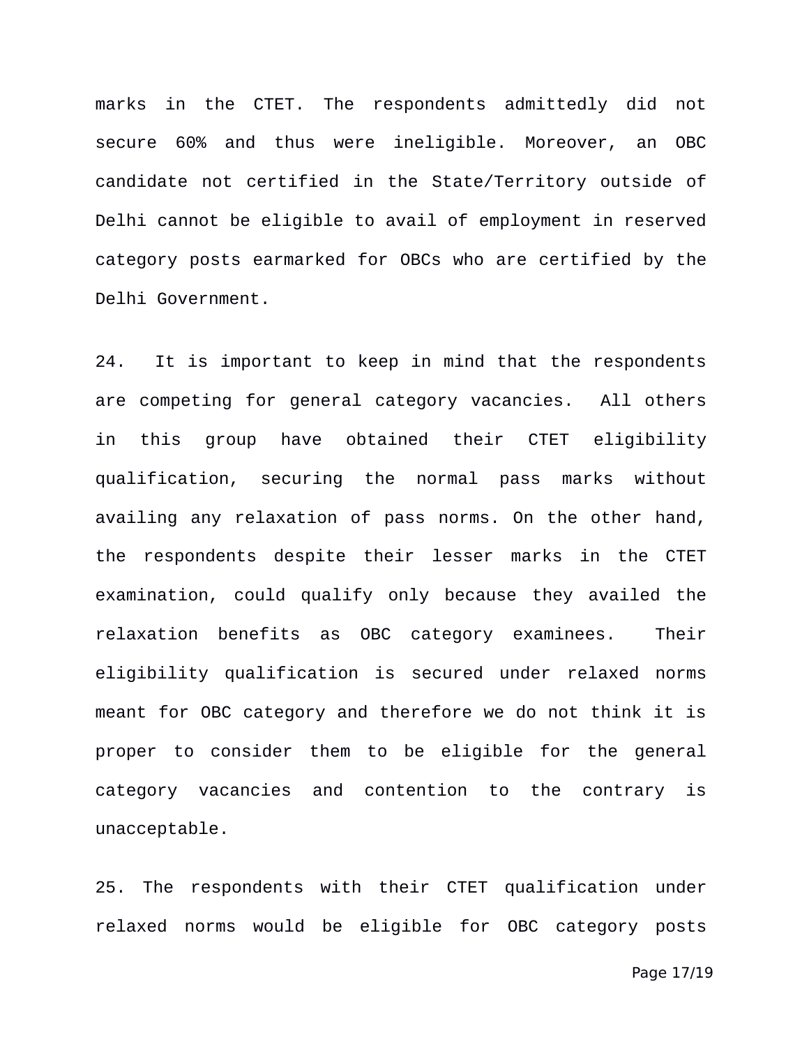marks in the CTET. The respondents admittedly did not secure 60% and thus were ineligible. Moreover, an OBC candidate not certified in the State/Territory outside of Delhi cannot be eligible to avail of employment in reserved category posts earmarked for OBCs who are certified by the Delhi Government.

24. It is important to keep in mind that the respondents are competing for general category vacancies. All others in this group have obtained their CTET eligibility qualification, securing the normal pass marks without availing any relaxation of pass norms. On the other hand, the respondents despite their lesser marks in the CTET examination, could qualify only because they availed the relaxation benefits as OBC category examinees. Their eligibility qualification is secured under relaxed norms meant for OBC category and therefore we do not think it is proper to consider them to be eligible for the general category vacancies and contention to the contrary is unacceptable.

25. The respondents with their CTET qualification under relaxed norms would be eligible for OBC category posts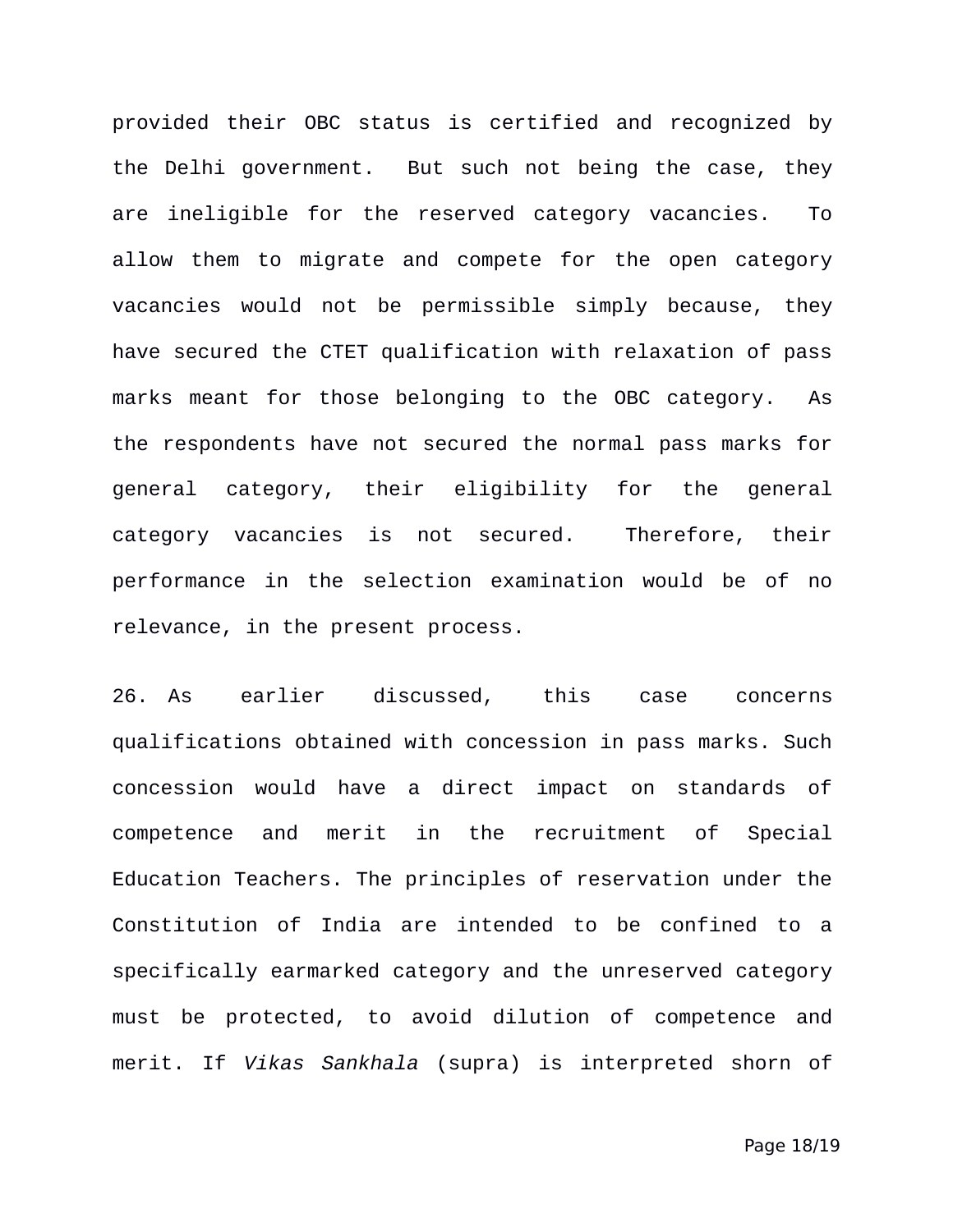provided their OBC status is certified and recognized by the Delhi government. But such not being the case, they are ineligible for the reserved category vacancies. To allow them to migrate and compete for the open category vacancies would not be permissible simply because, they have secured the CTET qualification with relaxation of pass marks meant for those belonging to the OBC category. As the respondents have not secured the normal pass marks for general category, their eligibility for the general category vacancies is not secured. Therefore, their performance in the selection examination would be of no relevance, in the present process.

26. As earlier discussed, this case concerns qualifications obtained with concession in pass marks. Such concession would have a direct impact on standards of competence and merit in the recruitment of Special Education Teachers. The principles of reservation under the Constitution of India are intended to be confined to a specifically earmarked category and the unreserved category must be protected, to avoid dilution of competence and merit. If *Vikas Sankhala* (supra) is interpreted shorn of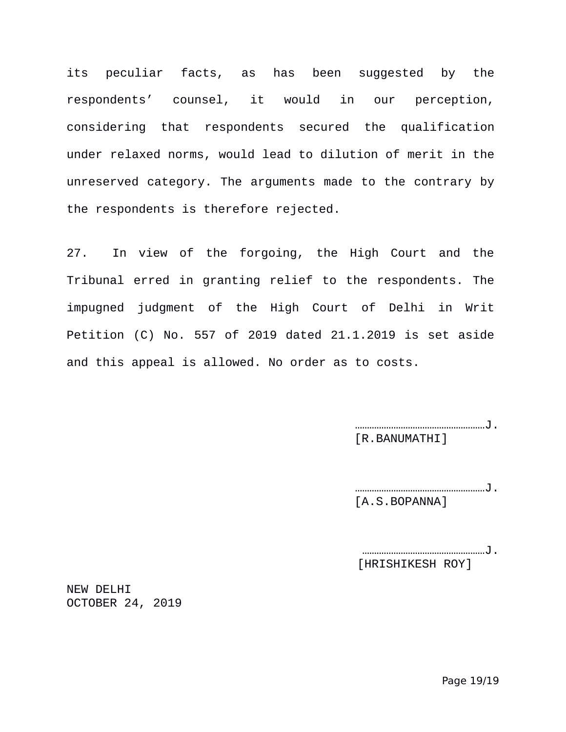its peculiar facts, as has been suggested by the respondents' counsel, it would in our perception, considering that respondents secured the qualification under relaxed norms, would lead to dilution of merit in the unreserved category. The arguments made to the contrary by the respondents is therefore rejected.

27. In view of the forgoing, the High Court and the Tribunal erred in granting relief to the respondents. The impugned judgment of the High Court of Delhi in Writ Petition (C) No. 557 of 2019 dated 21.1.2019 is set aside and this appeal is allowed. No order as to costs.

………………………………………………J.
[R.BANUMATHI]

………………………………………………J.
[A.S.BOPANNA]

……………………………………………J.
[HRISHIKESH ROY]

NEW DELHI
OCTOBER 24, 2019